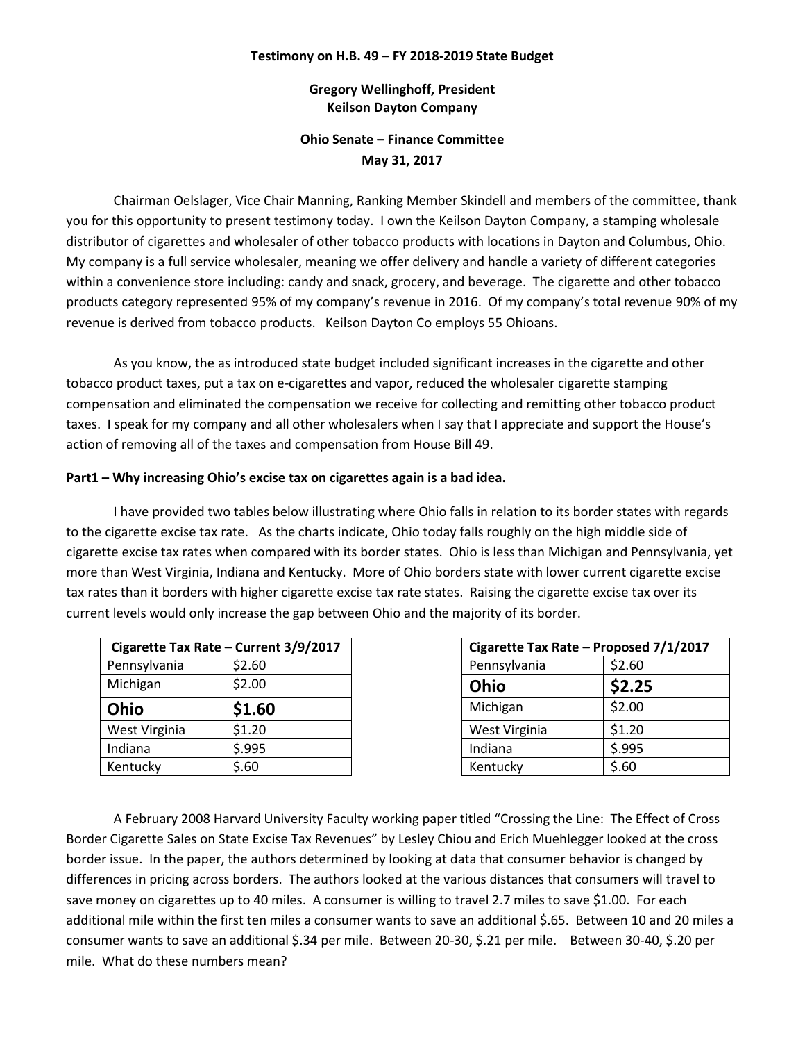**Testimony on H.B. 49 – FY 2018-2019 State Budget**

**Gregory Wellinghoff, President**
**Keilson Dayton Company**

**Ohio Senate – Finance Committee**
**May 31, 2017**

Chairman Oelslager, Vice Chair Manning, Ranking Member Skindell and members of the committee, thank you for this opportunity to present testimony today. I own the Keilson Dayton Company, a stamping wholesale distributor of cigarettes and wholesaler of other tobacco products with locations in Dayton and Columbus, Ohio. My company is a full service wholesaler, meaning we offer delivery and handle a variety of different categories within a convenience store including: candy and snack, grocery, and beverage. The cigarette and other tobacco products category represented 95% of my company's revenue in 2016. Of my company's total revenue 90% of my revenue is derived from tobacco products. Keilson Dayton Co employs 55 Ohioans.

As you know, the as introduced state budget included significant increases in the cigarette and other tobacco product taxes, put a tax on e-cigarettes and vapor, reduced the wholesaler cigarette stamping compensation and eliminated the compensation we receive for collecting and remitting other tobacco product taxes. I speak for my company and all other wholesalers when I say that I appreciate and support the House's action of removing all of the taxes and compensation from House Bill 49.

**Part1 – Why increasing Ohio's excise tax on cigarettes again is a bad idea.**

I have provided two tables below illustrating where Ohio falls in relation to its border states with regards to the cigarette excise tax rate. As the charts indicate, Ohio today falls roughly on the high middle side of cigarette excise tax rates when compared with its border states. Ohio is less than Michigan and Pennsylvania, yet more than West Virginia, Indiana and Kentucky. More of Ohio borders state with lower current cigarette excise tax rates than it borders with higher cigarette excise tax rate states. Raising the cigarette excise tax over its current levels would only increase the gap between Ohio and the majority of its border.

| Cigarette Tax Rate – Current 3/9/2017 | |
|---|---|
| Pennsylvania | $2.60 |
| Michigan | $2.00 |
| **Ohio** | **$1.60** |
| West Virginia | $1.20 |
| Indiana | $.995 |
| Kentucky | $.60 |

| Cigarette Tax Rate – Proposed 7/1/2017 | |
|---|---|
| Pennsylvania | $2.60 |
| **Ohio** | **$2.25** |
| Michigan | $2.00 |
| West Virginia | $1.20 |
| Indiana | $.995 |
| Kentucky | $.60 |

A February 2008 Harvard University Faculty working paper titled "Crossing the Line: The Effect of Cross Border Cigarette Sales on State Excise Tax Revenues" by Lesley Chiou and Erich Muehlegger looked at the cross border issue. In the paper, the authors determined by looking at data that consumer behavior is changed by differences in pricing across borders. The authors looked at the various distances that consumers will travel to save money on cigarettes up to 40 miles. A consumer is willing to travel 2.7 miles to save $1.00. For each additional mile within the first ten miles a consumer wants to save an additional $.65. Between 10 and 20 miles a consumer wants to save an additional $.34 per mile. Between 20-30, $.21 per mile. Between 30-40, $.20 per mile. What do these numbers mean?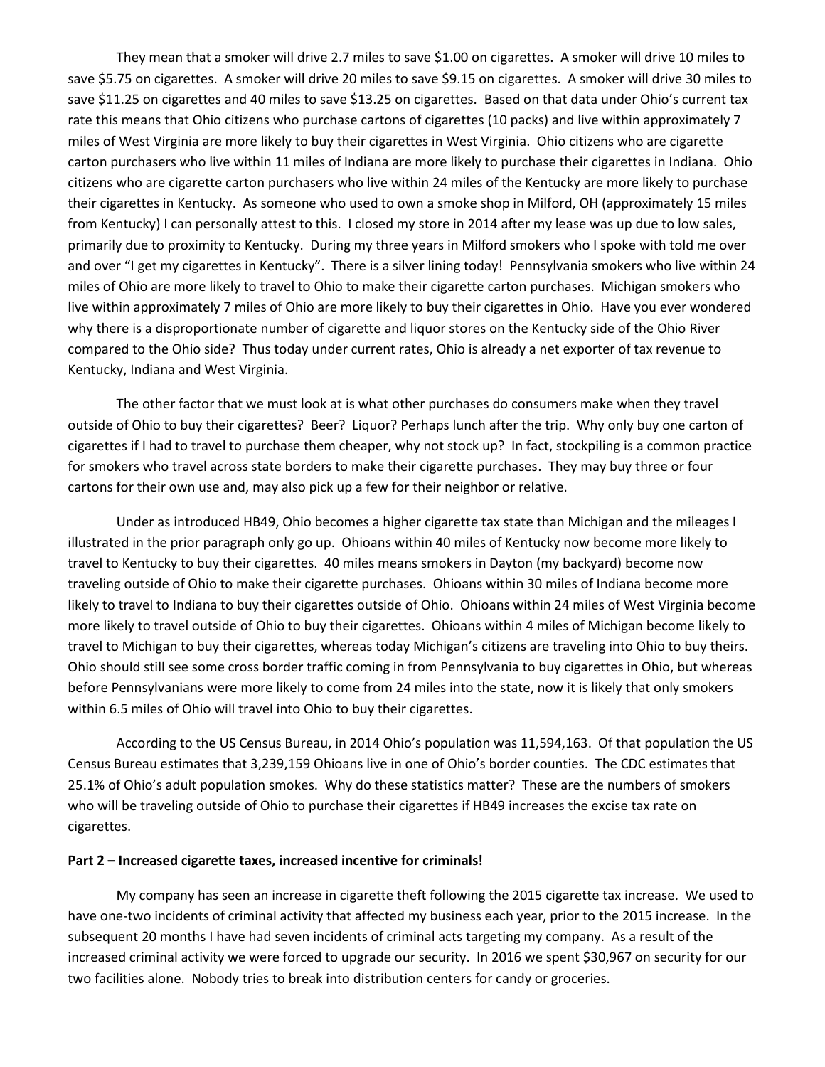They mean that a smoker will drive 2.7 miles to save $1.00 on cigarettes. A smoker will drive 10 miles to save $5.75 on cigarettes. A smoker will drive 20 miles to save $9.15 on cigarettes. A smoker will drive 30 miles to save $11.25 on cigarettes and 40 miles to save $13.25 on cigarettes. Based on that data under Ohio's current tax rate this means that Ohio citizens who purchase cartons of cigarettes (10 packs) and live within approximately 7 miles of West Virginia are more likely to buy their cigarettes in West Virginia. Ohio citizens who are cigarette carton purchasers who live within 11 miles of Indiana are more likely to purchase their cigarettes in Indiana. Ohio citizens who are cigarette carton purchasers who live within 24 miles of the Kentucky are more likely to purchase their cigarettes in Kentucky. As someone who used to own a smoke shop in Milford, OH (approximately 15 miles from Kentucky) I can personally attest to this. I closed my store in 2014 after my lease was up due to low sales, primarily due to proximity to Kentucky. During my three years in Milford smokers who I spoke with told me over and over "I get my cigarettes in Kentucky". There is a silver lining today! Pennsylvania smokers who live within 24 miles of Ohio are more likely to travel to Ohio to make their cigarette carton purchases. Michigan smokers who live within approximately 7 miles of Ohio are more likely to buy their cigarettes in Ohio. Have you ever wondered why there is a disproportionate number of cigarette and liquor stores on the Kentucky side of the Ohio River compared to the Ohio side? Thus today under current rates, Ohio is already a net exporter of tax revenue to Kentucky, Indiana and West Virginia.

The other factor that we must look at is what other purchases do consumers make when they travel outside of Ohio to buy their cigarettes? Beer? Liquor? Perhaps lunch after the trip. Why only buy one carton of cigarettes if I had to travel to purchase them cheaper, why not stock up? In fact, stockpiling is a common practice for smokers who travel across state borders to make their cigarette purchases. They may buy three or four cartons for their own use and, may also pick up a few for their neighbor or relative.

Under as introduced HB49, Ohio becomes a higher cigarette tax state than Michigan and the mileages I illustrated in the prior paragraph only go up. Ohioans within 40 miles of Kentucky now become more likely to travel to Kentucky to buy their cigarettes. 40 miles means smokers in Dayton (my backyard) become now traveling outside of Ohio to make their cigarette purchases. Ohioans within 30 miles of Indiana become more likely to travel to Indiana to buy their cigarettes outside of Ohio. Ohioans within 24 miles of West Virginia become more likely to travel outside of Ohio to buy their cigarettes. Ohioans within 4 miles of Michigan become likely to travel to Michigan to buy their cigarettes, whereas today Michigan's citizens are traveling into Ohio to buy theirs. Ohio should still see some cross border traffic coming in from Pennsylvania to buy cigarettes in Ohio, but whereas before Pennsylvanians were more likely to come from 24 miles into the state, now it is likely that only smokers within 6.5 miles of Ohio will travel into Ohio to buy their cigarettes.

According to the US Census Bureau, in 2014 Ohio's population was 11,594,163. Of that population the US Census Bureau estimates that 3,239,159 Ohioans live in one of Ohio's border counties. The CDC estimates that 25.1% of Ohio's adult population smokes. Why do these statistics matter? These are the numbers of smokers who will be traveling outside of Ohio to purchase their cigarettes if HB49 increases the excise tax rate on cigarettes.

**Part 2 – Increased cigarette taxes, increased incentive for criminals!**

My company has seen an increase in cigarette theft following the 2015 cigarette tax increase. We used to have one-two incidents of criminal activity that affected my business each year, prior to the 2015 increase. In the subsequent 20 months I have had seven incidents of criminal acts targeting my company. As a result of the increased criminal activity we were forced to upgrade our security. In 2016 we spent $30,967 on security for our two facilities alone. Nobody tries to break into distribution centers for candy or groceries.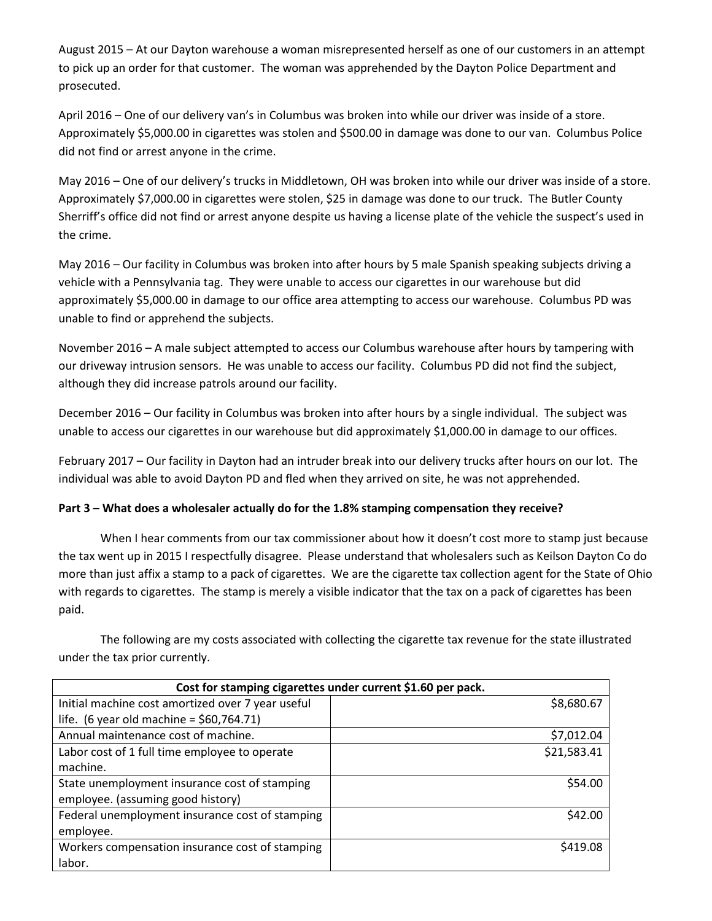August 2015 – At our Dayton warehouse a woman misrepresented herself as one of our customers in an attempt to pick up an order for that customer. The woman was apprehended by the Dayton Police Department and prosecuted.

April 2016 – One of our delivery van's in Columbus was broken into while our driver was inside of a store. Approximately $5,000.00 in cigarettes was stolen and $500.00 in damage was done to our van. Columbus Police did not find or arrest anyone in the crime.

May 2016 – One of our delivery's trucks in Middletown, OH was broken into while our driver was inside of a store. Approximately $7,000.00 in cigarettes were stolen, $25 in damage was done to our truck. The Butler County Sherriff's office did not find or arrest anyone despite us having a license plate of the vehicle the suspect's used in the crime.

May 2016 – Our facility in Columbus was broken into after hours by 5 male Spanish speaking subjects driving a vehicle with a Pennsylvania tag. They were unable to access our cigarettes in our warehouse but did approximately $5,000.00 in damage to our office area attempting to access our warehouse. Columbus PD was unable to find or apprehend the subjects.

November 2016 – A male subject attempted to access our Columbus warehouse after hours by tampering with our driveway intrusion sensors. He was unable to access our facility. Columbus PD did not find the subject, although they did increase patrols around our facility.

December 2016 – Our facility in Columbus was broken into after hours by a single individual. The subject was unable to access our cigarettes in our warehouse but did approximately $1,000.00 in damage to our offices.

February 2017 – Our facility in Dayton had an intruder break into our delivery trucks after hours on our lot. The individual was able to avoid Dayton PD and fled when they arrived on site, he was not apprehended.

**Part 3 – What does a wholesaler actually do for the 1.8% stamping compensation they receive?**

When I hear comments from our tax commissioner about how it doesn't cost more to stamp just because the tax went up in 2015 I respectfully disagree. Please understand that wholesalers such as Keilson Dayton Co do more than just affix a stamp to a pack of cigarettes. We are the cigarette tax collection agent for the State of Ohio with regards to cigarettes. The stamp is merely a visible indicator that the tax on a pack of cigarettes has been paid.

The following are my costs associated with collecting the cigarette tax revenue for the state illustrated under the tax prior currently.

| Cost for stamping cigarettes under current $1.60 per pack. | |
|---|---|
| Initial machine cost amortized over 7 year useful life. (6 year old machine = $60,764.71) | $8,680.67 |
| Annual maintenance cost of machine. | $7,012.04 |
| Labor cost of 1 full time employee to operate machine. | $21,583.41 |
| State unemployment insurance cost of stamping employee. (assuming good history) | $54.00 |
| Federal unemployment insurance cost of stamping employee. | $42.00 |
| Workers compensation insurance cost of stamping labor. | $419.08 |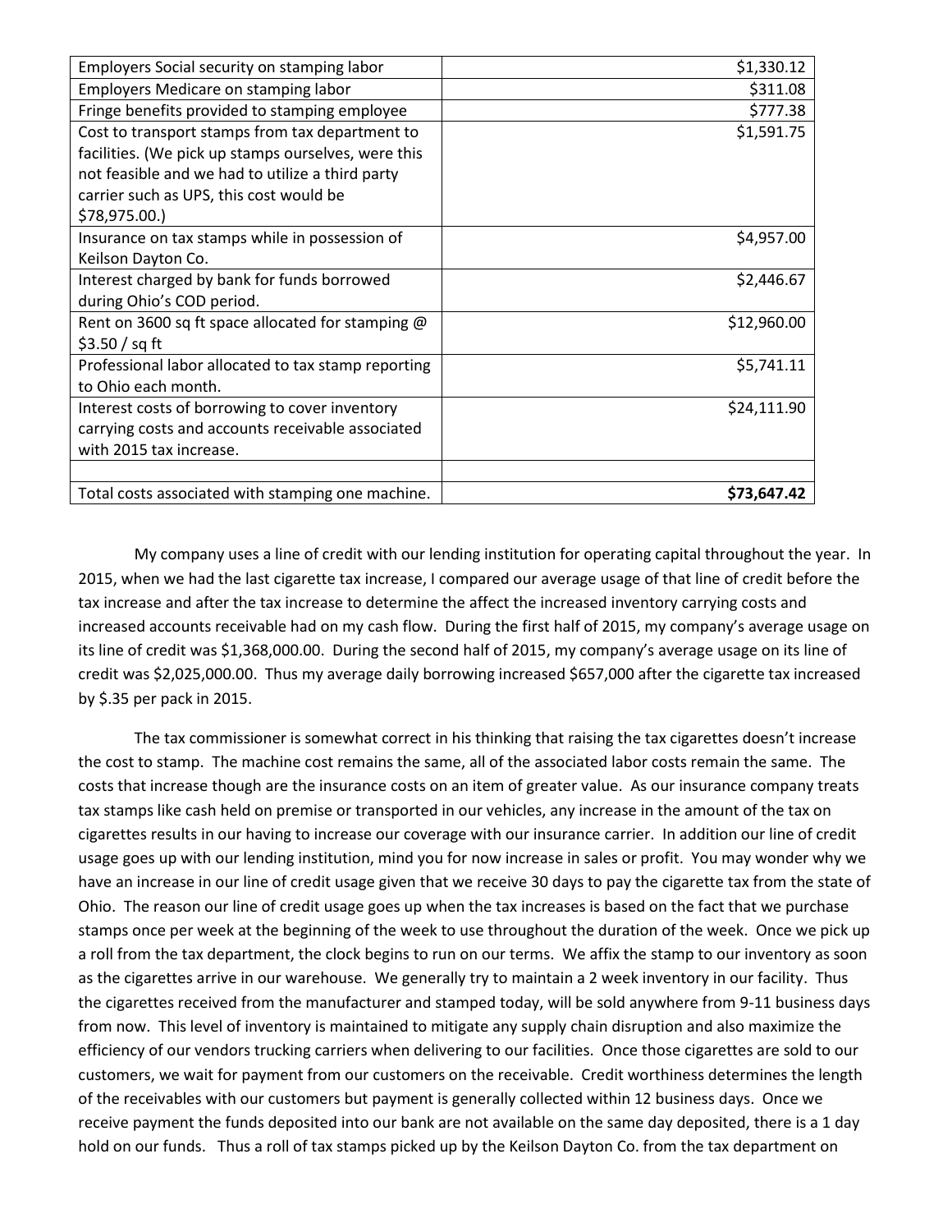| | |
|---|---|
| Employers Social security on stamping labor | $1,330.12 |
| Employers Medicare on stamping labor | $311.08 |
| Fringe benefits provided to stamping employee | $777.38 |
| Cost to transport stamps from tax department to facilities. (We pick up stamps ourselves, were this not feasible and we had to utilize a third party carrier such as UPS, this cost would be $78,975.00.) | $1,591.75 |
| Insurance on tax stamps while in possession of Keilson Dayton Co. | $4,957.00 |
| Interest charged by bank for funds borrowed during Ohio's COD period. | $2,446.67 |
| Rent on 3600 sq ft space allocated for stamping @ $3.50 / sq ft | $12,960.00 |
| Professional labor allocated to tax stamp reporting to Ohio each month. | $5,741.11 |
| Interest costs of borrowing to cover inventory carrying costs and accounts receivable associated with 2015 tax increase. | $24,111.90 |
| | |
| Total costs associated with stamping one machine. | **$73,647.42** |

My company uses a line of credit with our lending institution for operating capital throughout the year. In 2015, when we had the last cigarette tax increase, I compared our average usage of that line of credit before the tax increase and after the tax increase to determine the affect the increased inventory carrying costs and increased accounts receivable had on my cash flow. During the first half of 2015, my company's average usage on its line of credit was $1,368,000.00. During the second half of 2015, my company's average usage on its line of credit was $2,025,000.00. Thus my average daily borrowing increased $657,000 after the cigarette tax increased by $.35 per pack in 2015.

The tax commissioner is somewhat correct in his thinking that raising the tax cigarettes doesn't increase the cost to stamp. The machine cost remains the same, all of the associated labor costs remain the same. The costs that increase though are the insurance costs on an item of greater value. As our insurance company treats tax stamps like cash held on premise or transported in our vehicles, any increase in the amount of the tax on cigarettes results in our having to increase our coverage with our insurance carrier. In addition our line of credit usage goes up with our lending institution, mind you for now increase in sales or profit. You may wonder why we have an increase in our line of credit usage given that we receive 30 days to pay the cigarette tax from the state of Ohio. The reason our line of credit usage goes up when the tax increases is based on the fact that we purchase stamps once per week at the beginning of the week to use throughout the duration of the week. Once we pick up a roll from the tax department, the clock begins to run on our terms. We affix the stamp to our inventory as soon as the cigarettes arrive in our warehouse. We generally try to maintain a 2 week inventory in our facility. Thus the cigarettes received from the manufacturer and stamped today, will be sold anywhere from 9-11 business days from now. This level of inventory is maintained to mitigate any supply chain disruption and also maximize the efficiency of our vendors trucking carriers when delivering to our facilities. Once those cigarettes are sold to our customers, we wait for payment from our customers on the receivable. Credit worthiness determines the length of the receivables with our customers but payment is generally collected within 12 business days. Once we receive payment the funds deposited into our bank are not available on the same day deposited, there is a 1 day hold on our funds. Thus a roll of tax stamps picked up by the Keilson Dayton Co. from the tax department on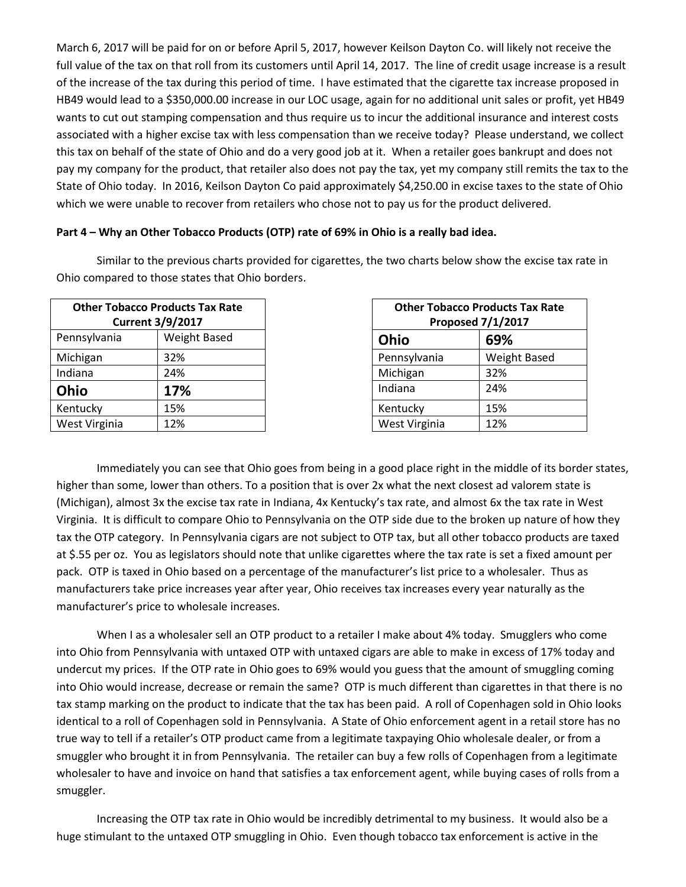March 6, 2017 will be paid for on or before April 5, 2017, however Keilson Dayton Co. will likely not receive the full value of the tax on that roll from its customers until April 14, 2017. The line of credit usage increase is a result of the increase of the tax during this period of time. I have estimated that the cigarette tax increase proposed in HB49 would lead to a $350,000.00 increase in our LOC usage, again for no additional unit sales or profit, yet HB49 wants to cut out stamping compensation and thus require us to incur the additional insurance and interest costs associated with a higher excise tax with less compensation than we receive today? Please understand, we collect this tax on behalf of the state of Ohio and do a very good job at it. When a retailer goes bankrupt and does not pay my company for the product, that retailer also does not pay the tax, yet my company still remits the tax to the State of Ohio today. In 2016, Keilson Dayton Co paid approximately $4,250.00 in excise taxes to the state of Ohio which we were unable to recover from retailers who chose not to pay us for the product delivered.

**Part 4 – Why an Other Tobacco Products (OTP) rate of 69% in Ohio is a really bad idea.**

Similar to the previous charts provided for cigarettes, the two charts below show the excise tax rate in Ohio compared to those states that Ohio borders.

| Other Tobacco Products Tax Rate Current 3/9/2017 | |
|---|---|
| Pennsylvania | Weight Based |
| Michigan | 32% |
| Indiana | 24% |
| **Ohio** | **17%** |
| Kentucky | 15% |
| West Virginia | 12% |

| Other Tobacco Products Tax Rate Proposed 7/1/2017 | |
|---|---|
| **Ohio** | **69%** |
| Pennsylvania | Weight Based |
| Michigan | 32% |
| Indiana | 24% |
| Kentucky | 15% |
| West Virginia | 12% |

Immediately you can see that Ohio goes from being in a good place right in the middle of its border states, higher than some, lower than others. To a position that is over 2x what the next closest ad valorem state is (Michigan), almost 3x the excise tax rate in Indiana, 4x Kentucky's tax rate, and almost 6x the tax rate in West Virginia. It is difficult to compare Ohio to Pennsylvania on the OTP side due to the broken up nature of how they tax the OTP category. In Pennsylvania cigars are not subject to OTP tax, but all other tobacco products are taxed at $.55 per oz. You as legislators should note that unlike cigarettes where the tax rate is set a fixed amount per pack. OTP is taxed in Ohio based on a percentage of the manufacturer's list price to a wholesaler. Thus as manufacturers take price increases year after year, Ohio receives tax increases every year naturally as the manufacturer's price to wholesale increases.

When I as a wholesaler sell an OTP product to a retailer I make about 4% today. Smugglers who come into Ohio from Pennsylvania with untaxed OTP with untaxed cigars are able to make in excess of 17% today and undercut my prices. If the OTP rate in Ohio goes to 69% would you guess that the amount of smuggling coming into Ohio would increase, decrease or remain the same? OTP is much different than cigarettes in that there is no tax stamp marking on the product to indicate that the tax has been paid. A roll of Copenhagen sold in Ohio looks identical to a roll of Copenhagen sold in Pennsylvania. A State of Ohio enforcement agent in a retail store has no true way to tell if a retailer's OTP product came from a legitimate taxpaying Ohio wholesale dealer, or from a smuggler who brought it in from Pennsylvania. The retailer can buy a few rolls of Copenhagen from a legitimate wholesaler to have and invoice on hand that satisfies a tax enforcement agent, while buying cases of rolls from a smuggler.

Increasing the OTP tax rate in Ohio would be incredibly detrimental to my business. It would also be a huge stimulant to the untaxed OTP smuggling in Ohio. Even though tobacco tax enforcement is active in the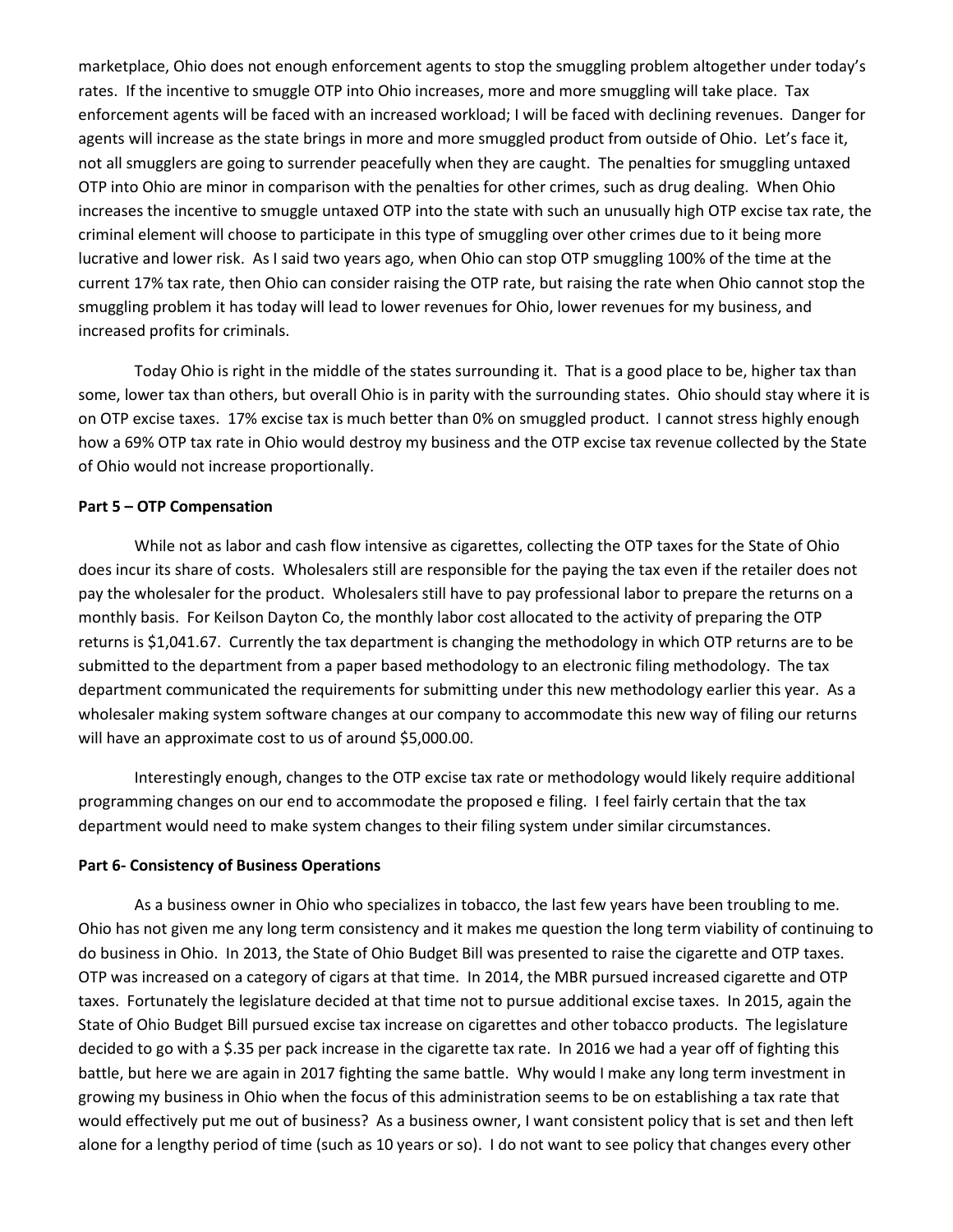marketplace, Ohio does not enough enforcement agents to stop the smuggling problem altogether under today's rates. If the incentive to smuggle OTP into Ohio increases, more and more smuggling will take place. Tax enforcement agents will be faced with an increased workload; I will be faced with declining revenues. Danger for agents will increase as the state brings in more and more smuggled product from outside of Ohio. Let's face it, not all smugglers are going to surrender peacefully when they are caught. The penalties for smuggling untaxed OTP into Ohio are minor in comparison with the penalties for other crimes, such as drug dealing. When Ohio increases the incentive to smuggle untaxed OTP into the state with such an unusually high OTP excise tax rate, the criminal element will choose to participate in this type of smuggling over other crimes due to it being more lucrative and lower risk. As I said two years ago, when Ohio can stop OTP smuggling 100% of the time at the current 17% tax rate, then Ohio can consider raising the OTP rate, but raising the rate when Ohio cannot stop the smuggling problem it has today will lead to lower revenues for Ohio, lower revenues for my business, and increased profits for criminals.

Today Ohio is right in the middle of the states surrounding it. That is a good place to be, higher tax than some, lower tax than others, but overall Ohio is in parity with the surrounding states. Ohio should stay where it is on OTP excise taxes. 17% excise tax is much better than 0% on smuggled product. I cannot stress highly enough how a 69% OTP tax rate in Ohio would destroy my business and the OTP excise tax revenue collected by the State of Ohio would not increase proportionally.

**Part 5 – OTP Compensation**

While not as labor and cash flow intensive as cigarettes, collecting the OTP taxes for the State of Ohio does incur its share of costs. Wholesalers still are responsible for the paying the tax even if the retailer does not pay the wholesaler for the product. Wholesalers still have to pay professional labor to prepare the returns on a monthly basis. For Keilson Dayton Co, the monthly labor cost allocated to the activity of preparing the OTP returns is $1,041.67. Currently the tax department is changing the methodology in which OTP returns are to be submitted to the department from a paper based methodology to an electronic filing methodology. The tax department communicated the requirements for submitting under this new methodology earlier this year. As a wholesaler making system software changes at our company to accommodate this new way of filing our returns will have an approximate cost to us of around $5,000.00.

Interestingly enough, changes to the OTP excise tax rate or methodology would likely require additional programming changes on our end to accommodate the proposed e filing. I feel fairly certain that the tax department would need to make system changes to their filing system under similar circumstances.

**Part 6- Consistency of Business Operations**

As a business owner in Ohio who specializes in tobacco, the last few years have been troubling to me. Ohio has not given me any long term consistency and it makes me question the long term viability of continuing to do business in Ohio. In 2013, the State of Ohio Budget Bill was presented to raise the cigarette and OTP taxes. OTP was increased on a category of cigars at that time. In 2014, the MBR pursued increased cigarette and OTP taxes. Fortunately the legislature decided at that time not to pursue additional excise taxes. In 2015, again the State of Ohio Budget Bill pursued excise tax increase on cigarettes and other tobacco products. The legislature decided to go with a $.35 per pack increase in the cigarette tax rate. In 2016 we had a year off of fighting this battle, but here we are again in 2017 fighting the same battle. Why would I make any long term investment in growing my business in Ohio when the focus of this administration seems to be on establishing a tax rate that would effectively put me out of business? As a business owner, I want consistent policy that is set and then left alone for a lengthy period of time (such as 10 years or so). I do not want to see policy that changes every other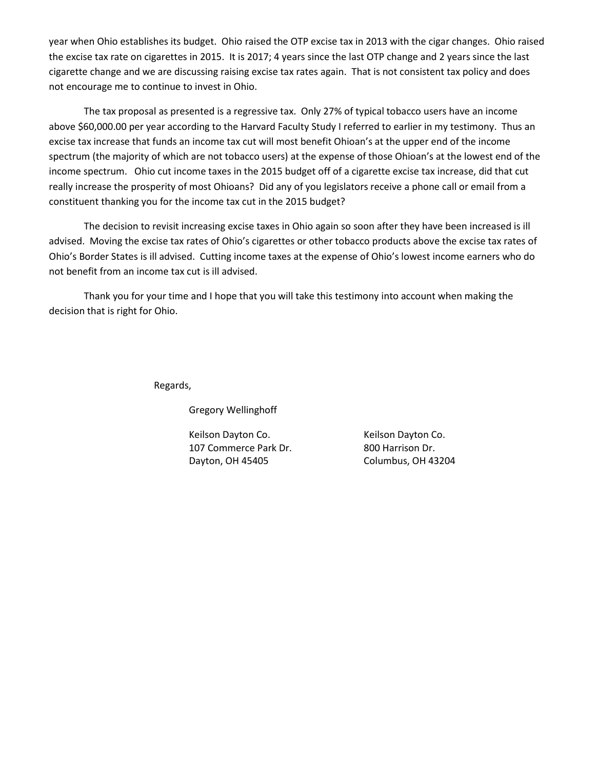year when Ohio establishes its budget. Ohio raised the OTP excise tax in 2013 with the cigar changes. Ohio raised the excise tax rate on cigarettes in 2015. It is 2017; 4 years since the last OTP change and 2 years since the last cigarette change and we are discussing raising excise tax rates again. That is not consistent tax policy and does not encourage me to continue to invest in Ohio.

The tax proposal as presented is a regressive tax. Only 27% of typical tobacco users have an income above $60,000.00 per year according to the Harvard Faculty Study I referred to earlier in my testimony. Thus an excise tax increase that funds an income tax cut will most benefit Ohioan's at the upper end of the income spectrum (the majority of which are not tobacco users) at the expense of those Ohioan's at the lowest end of the income spectrum. Ohio cut income taxes in the 2015 budget off of a cigarette excise tax increase, did that cut really increase the prosperity of most Ohioans? Did any of you legislators receive a phone call or email from a constituent thanking you for the income tax cut in the 2015 budget?

The decision to revisit increasing excise taxes in Ohio again so soon after they have been increased is ill advised. Moving the excise tax rates of Ohio's cigarettes or other tobacco products above the excise tax rates of Ohio's Border States is ill advised. Cutting income taxes at the expense of Ohio's lowest income earners who do not benefit from an income tax cut is ill advised.

Thank you for your time and I hope that you will take this testimony into account when making the decision that is right for Ohio.

Regards,

Gregory Wellinghoff

Keilson Dayton Co.
107 Commerce Park Dr.
Dayton, OH 45405

Keilson Dayton Co.
800 Harrison Dr.
Columbus, OH 43204